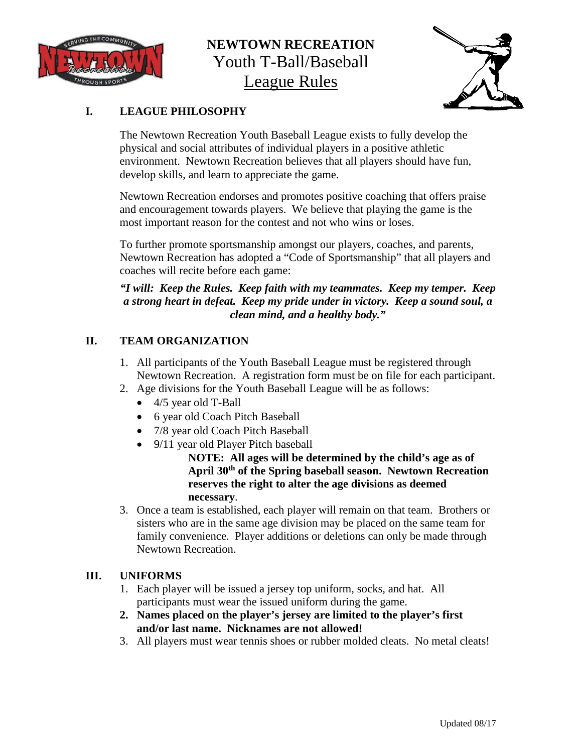# NEWTOWN RECREATION
## Youth T-Ball/Baseball
## League Rules

### I. LEAGUE PHILOSOPHY

The Newtown Recreation Youth Baseball League exists to fully develop the physical and social attributes of individual players in a positive athletic environment. Newtown Recreation believes that all players should have fun, develop skills, and learn to appreciate the game.

Newtown Recreation endorses and promotes positive coaching that offers praise and encouragement towards players. We believe that playing the game is the most important reason for the contest and not who wins or loses.

To further promote sportsmanship amongst our players, coaches, and parents, Newtown Recreation has adopted a "Code of Sportsmanship" that all players and coaches will recite before each game:

***"I will: Keep the Rules. Keep faith with my teammates. Keep my temper. Keep a strong heart in defeat. Keep my pride under in victory. Keep a sound soul, a clean mind, and a healthy body."***

### II. TEAM ORGANIZATION

1. All participants of the Youth Baseball League must be registered through Newtown Recreation. A registration form must be on file for each participant.
2. Age divisions for the Youth Baseball League will be as follows:
   - 4/5 year old T-Ball
   - 6 year old Coach Pitch Baseball
   - 7/8 year old Coach Pitch Baseball
   - 9/11 year old Player Pitch baseball

     **NOTE: All ages will be determined by the child's age as of April 30th of the Spring baseball season. Newtown Recreation reserves the right to alter the age divisions as deemed necessary**.
3. Once a team is established, each player will remain on that team. Brothers or sisters who are in the same age division may be placed on the same team for family convenience. Player additions or deletions can only be made through Newtown Recreation.

### III. UNIFORMS

1. Each player will be issued a jersey top uniform, socks, and hat. All participants must wear the issued uniform during the game.
2. **Names placed on the player's jersey are limited to the player's first and/or last name. Nicknames are not allowed!**
3. All players must wear tennis shoes or rubber molded cleats. No metal cleats!

Updated 08/17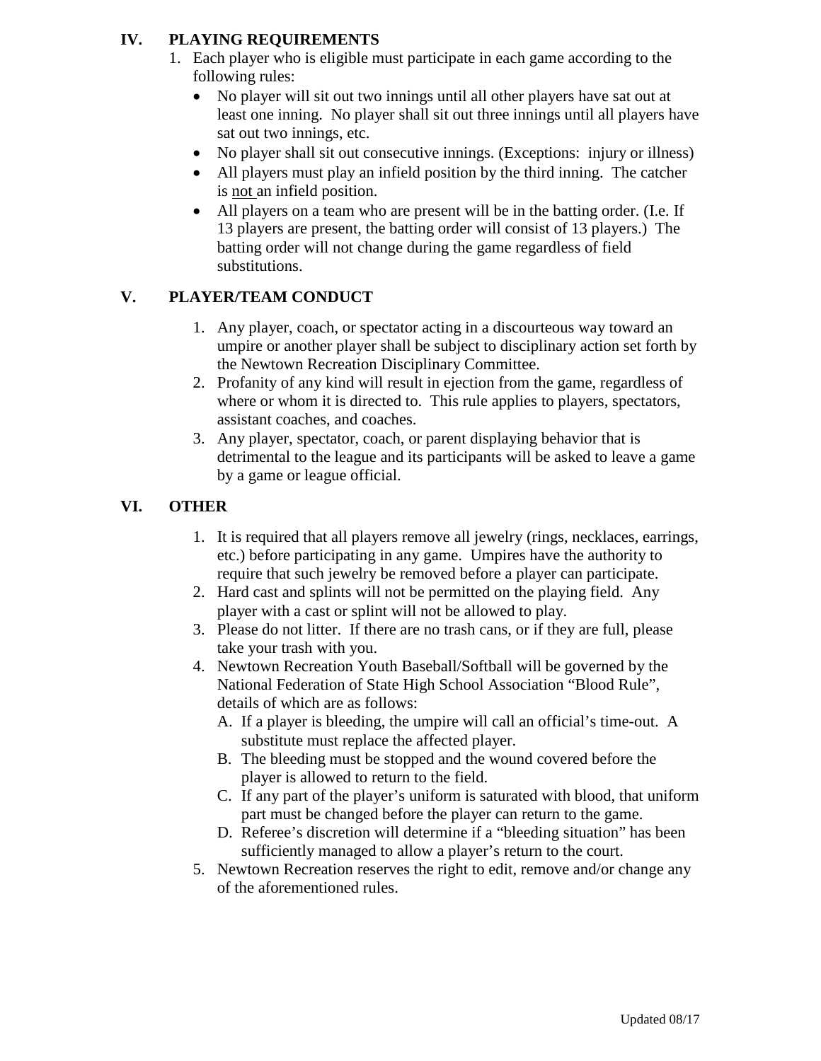## IV. PLAYING REQUIREMENTS

1. Each player who is eligible must participate in each game according to the following rules:
   - No player will sit out two innings until all other players have sat out at least one inning. No player shall sit out three innings until all players have sat out two innings, etc.
   - No player shall sit out consecutive innings. (Exceptions: injury or illness)
   - All players must play an infield position by the third inning. The catcher is <u>not</u> an infield position.
   - All players on a team who are present will be in the batting order. (I.e. If 13 players are present, the batting order will consist of 13 players.) The batting order will not change during the game regardless of field substitutions.

## V. PLAYER/TEAM CONDUCT

1. Any player, coach, or spectator acting in a discourteous way toward an umpire or another player shall be subject to disciplinary action set forth by the Newtown Recreation Disciplinary Committee.
2. Profanity of any kind will result in ejection from the game, regardless of where or whom it is directed to. This rule applies to players, spectators, assistant coaches, and coaches.
3. Any player, spectator, coach, or parent displaying behavior that is detrimental to the league and its participants will be asked to leave a game by a game or league official.

## VI. OTHER

1. It is required that all players remove all jewelry (rings, necklaces, earrings, etc.) before participating in any game. Umpires have the authority to require that such jewelry be removed before a player can participate.
2. Hard cast and splints will not be permitted on the playing field. Any player with a cast or splint will not be allowed to play.
3. Please do not litter. If there are no trash cans, or if they are full, please take your trash with you.
4. Newtown Recreation Youth Baseball/Softball will be governed by the National Federation of State High School Association "Blood Rule", details of which are as follows:
   A. If a player is bleeding, the umpire will call an official's time-out. A substitute must replace the affected player.
   B. The bleeding must be stopped and the wound covered before the player is allowed to return to the field.
   C. If any part of the player's uniform is saturated with blood, that uniform part must be changed before the player can return to the game.
   D. Referee's discretion will determine if a "bleeding situation" has been sufficiently managed to allow a player's return to the court.
5. Newtown Recreation reserves the right to edit, remove and/or change any of the aforementioned rules.

Updated 08/17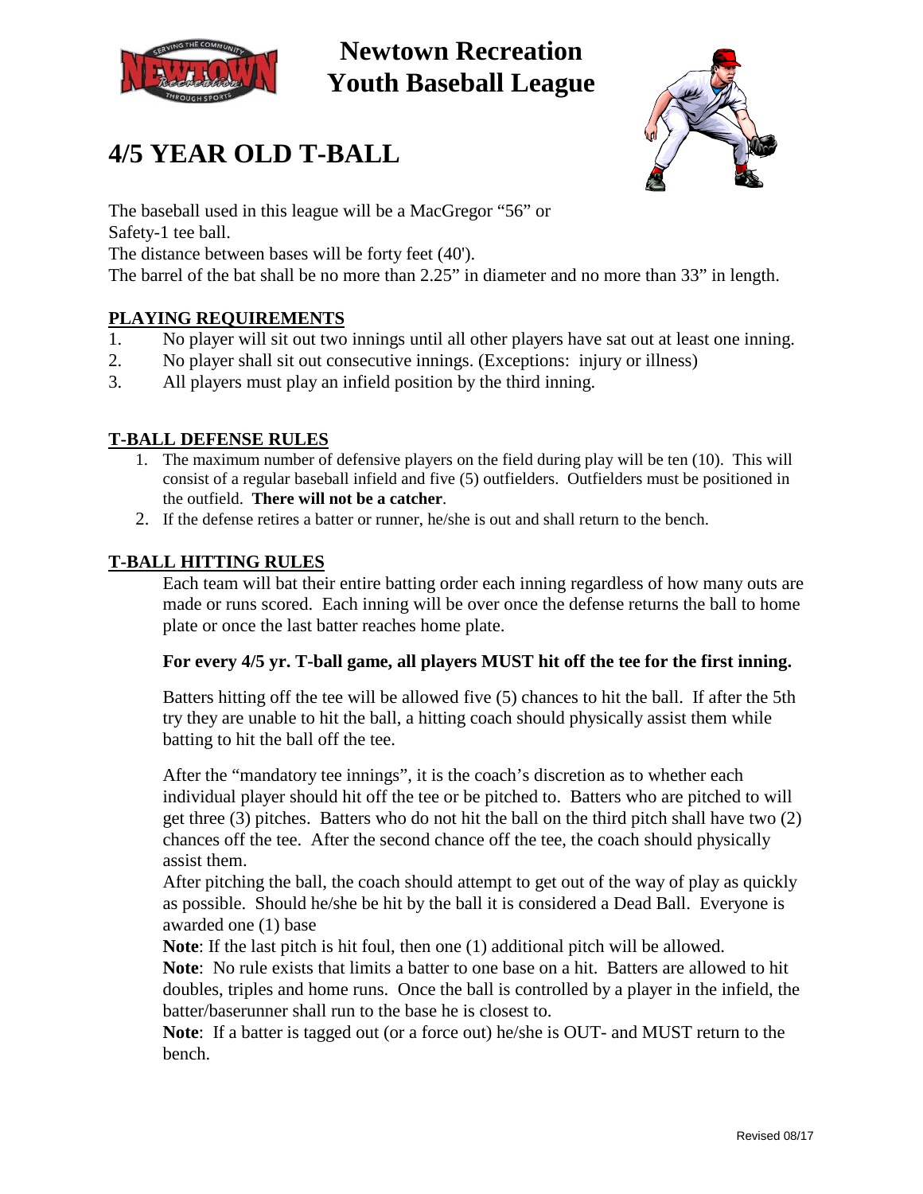# Newtown Recreation Youth Baseball League

## 4/5 YEAR OLD T-BALL

The baseball used in this league will be a MacGregor "56" or
Safety-1 tee ball.
The distance between bases will be forty feet (40').
The barrel of the bat shall be no more than 2.25" in diameter and no more than 33" in length.

### PLAYING REQUIREMENTS

1. No player will sit out two innings until all other players have sat out at least one inning.
2. No player shall sit out consecutive innings. (Exceptions: injury or illness)
3. All players must play an infield position by the third inning.

### T-BALL DEFENSE RULES

1. The maximum number of defensive players on the field during play will be ten (10). This will consist of a regular baseball infield and five (5) outfielders. Outfielders must be positioned in the outfield. **There will not be a catcher**.
2. If the defense retires a batter or runner, he/she is out and shall return to the bench.

### T-BALL HITTING RULES

Each team will bat their entire batting order each inning regardless of how many outs are made or runs scored. Each inning will be over once the defense returns the ball to home plate or once the last batter reaches home plate.

**For every 4/5 yr. T-ball game, all players MUST hit off the tee for the first inning.**

Batters hitting off the tee will be allowed five (5) chances to hit the ball. If after the 5th try they are unable to hit the ball, a hitting coach should physically assist them while batting to hit the ball off the tee.

After the "mandatory tee innings", it is the coach's discretion as to whether each individual player should hit off the tee or be pitched to. Batters who are pitched to will get three (3) pitches. Batters who do not hit the ball on the third pitch shall have two (2) chances off the tee. After the second chance off the tee, the coach should physically assist them.
After pitching the ball, the coach should attempt to get out of the way of play as quickly as possible. Should he/she be hit by the ball it is considered a Dead Ball. Everyone is awarded one (1) base
**Note**: If the last pitch is hit foul, then one (1) additional pitch will be allowed.
**Note**: No rule exists that limits a batter to one base on a hit. Batters are allowed to hit doubles, triples and home runs. Once the ball is controlled by a player in the infield, the batter/baserunner shall run to the base he is closest to.
**Note**: If a batter is tagged out (or a force out) he/she is OUT- and MUST return to the bench.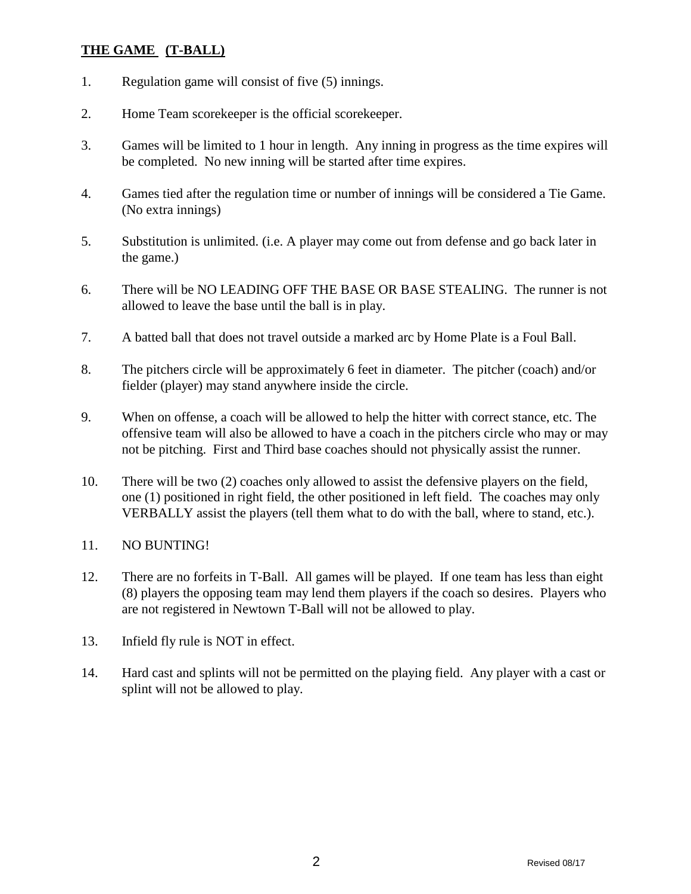## **THE GAME (T-BALL)**

1. Regulation game will consist of five (5) innings.

2. Home Team scorekeeper is the official scorekeeper.

3. Games will be limited to 1 hour in length. Any inning in progress as the time expires will be completed. No new inning will be started after time expires.

4. Games tied after the regulation time or number of innings will be considered a Tie Game. (No extra innings)

5. Substitution is unlimited. (i.e. A player may come out from defense and go back later in the game.)

6. There will be NO LEADING OFF THE BASE OR BASE STEALING. The runner is not allowed to leave the base until the ball is in play.

7. A batted ball that does not travel outside a marked arc by Home Plate is a Foul Ball.

8. The pitchers circle will be approximately 6 feet in diameter. The pitcher (coach) and/or fielder (player) may stand anywhere inside the circle.

9. When on offense, a coach will be allowed to help the hitter with correct stance, etc. The offensive team will also be allowed to have a coach in the pitchers circle who may or may not be pitching. First and Third base coaches should not physically assist the runner.

10. There will be two (2) coaches only allowed to assist the defensive players on the field, one (1) positioned in right field, the other positioned in left field. The coaches may only VERBALLY assist the players (tell them what to do with the ball, where to stand, etc.).

11. NO BUNTING!

12. There are no forfeits in T-Ball. All games will be played. If one team has less than eight (8) players the opposing team may lend them players if the coach so desires. Players who are not registered in Newtown T-Ball will not be allowed to play.

13. Infield fly rule is NOT in effect.

14. Hard cast and splints will not be permitted on the playing field. Any player with a cast or splint will not be allowed to play.

Revised 08/17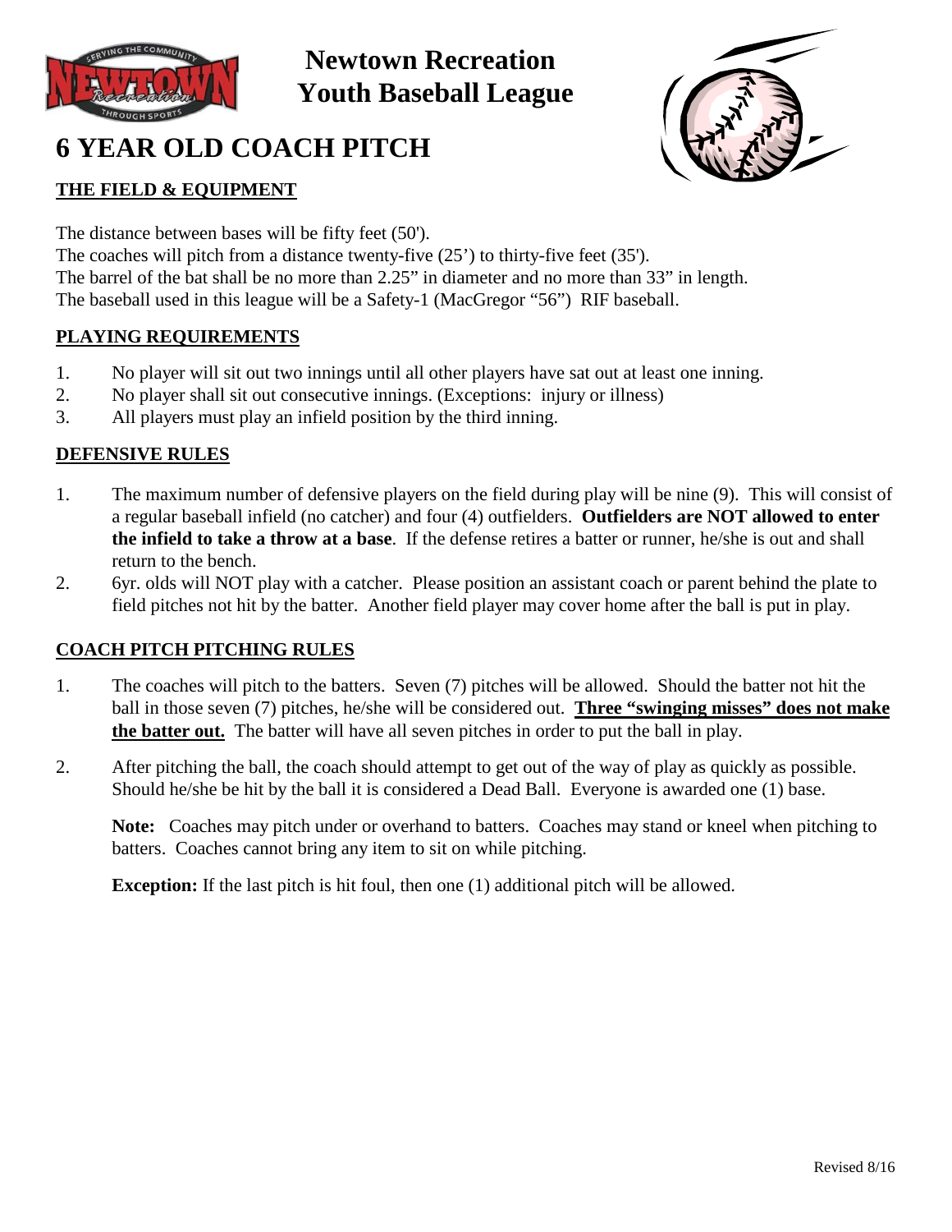# Newtown Recreation Youth Baseball League

## 6 YEAR OLD COACH PITCH

### THE FIELD & EQUIPMENT

The distance between bases will be fifty feet (50').
The coaches will pitch from a distance twenty-five (25') to thirty-five feet (35').
The barrel of the bat shall be no more than 2.25" in diameter and no more than 33" in length.
The baseball used in this league will be a Safety-1 (MacGregor "56") RIF baseball.

### PLAYING REQUIREMENTS

1. No player will sit out two innings until all other players have sat out at least one inning.
2. No player shall sit out consecutive innings. (Exceptions: injury or illness)
3. All players must play an infield position by the third inning.

### DEFENSIVE RULES

1. The maximum number of defensive players on the field during play will be nine (9). This will consist of a regular baseball infield (no catcher) and four (4) outfielders. **Outfielders are NOT allowed to enter the infield to take a throw at a base**. If the defense retires a batter or runner, he/she is out and shall return to the bench.
2. 6yr. olds will NOT play with a catcher. Please position an assistant coach or parent behind the plate to field pitches not hit by the batter. Another field player may cover home after the ball is put in play.

### COACH PITCH PITCHING RULES

1. The coaches will pitch to the batters. Seven (7) pitches will be allowed. Should the batter not hit the ball in those seven (7) pitches, he/she will be considered out. **Three "swinging misses" does not make the batter out.** The batter will have all seven pitches in order to put the ball in play.

2. After pitching the ball, the coach should attempt to get out of the way of play as quickly as possible. Should he/she be hit by the ball it is considered a Dead Ball. Everyone is awarded one (1) base.

   **Note:** Coaches may pitch under or overhand to batters. Coaches may stand or kneel when pitching to batters. Coaches cannot bring any item to sit on while pitching.

   **Exception:** If the last pitch is hit foul, then one (1) additional pitch will be allowed.

Revised 8/16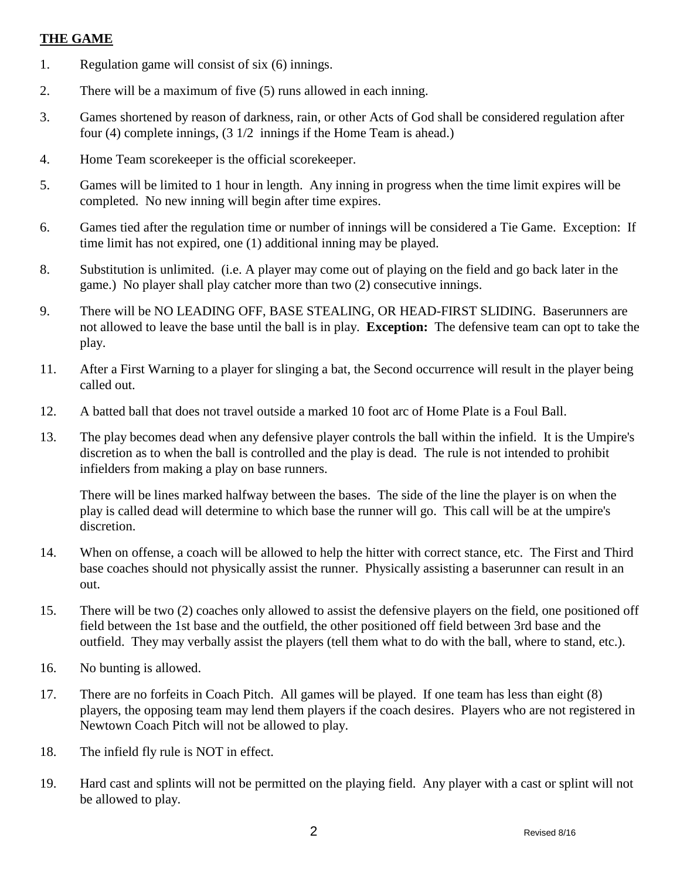## THE GAME

1. Regulation game will consist of six (6) innings.

2. There will be a maximum of five (5) runs allowed in each inning.

3. Games shortened by reason of darkness, rain, or other Acts of God shall be considered regulation after four (4) complete innings, (3 1/2 innings if the Home Team is ahead.)

4. Home Team scorekeeper is the official scorekeeper.

5. Games will be limited to 1 hour in length. Any inning in progress when the time limit expires will be completed. No new inning will begin after time expires.

6. Games tied after the regulation time or number of innings will be considered a Tie Game. Exception: If time limit has not expired, one (1) additional inning may be played.

8. Substitution is unlimited. (i.e. A player may come out of playing on the field and go back later in the game.) No player shall play catcher more than two (2) consecutive innings.

9. There will be NO LEADING OFF, BASE STEALING, OR HEAD-FIRST SLIDING. Baserunners are not allowed to leave the base until the ball is in play. **Exception:** The defensive team can opt to take the play.

11. After a First Warning to a player for slinging a bat, the Second occurrence will result in the player being called out.

12. A batted ball that does not travel outside a marked 10 foot arc of Home Plate is a Foul Ball.

13. The play becomes dead when any defensive player controls the ball within the infield. It is the Umpire's discretion as to when the ball is controlled and the play is dead. The rule is not intended to prohibit infielders from making a play on base runners.

    There will be lines marked halfway between the bases. The side of the line the player is on when the play is called dead will determine to which base the runner will go. This call will be at the umpire's discretion.

14. When on offense, a coach will be allowed to help the hitter with correct stance, etc. The First and Third base coaches should not physically assist the runner. Physically assisting a baserunner can result in an out.

15. There will be two (2) coaches only allowed to assist the defensive players on the field, one positioned off field between the 1st base and the outfield, the other positioned off field between 3rd base and the outfield. They may verbally assist the players (tell them what to do with the ball, where to stand, etc.).

16. No bunting is allowed.

17. There are no forfeits in Coach Pitch. All games will be played. If one team has less than eight (8) players, the opposing team may lend them players if the coach desires. Players who are not registered in Newtown Coach Pitch will not be allowed to play.

18. The infield fly rule is NOT in effect.

19. Hard cast and splints will not be permitted on the playing field. Any player with a cast or splint will not be allowed to play.

Revised 8/16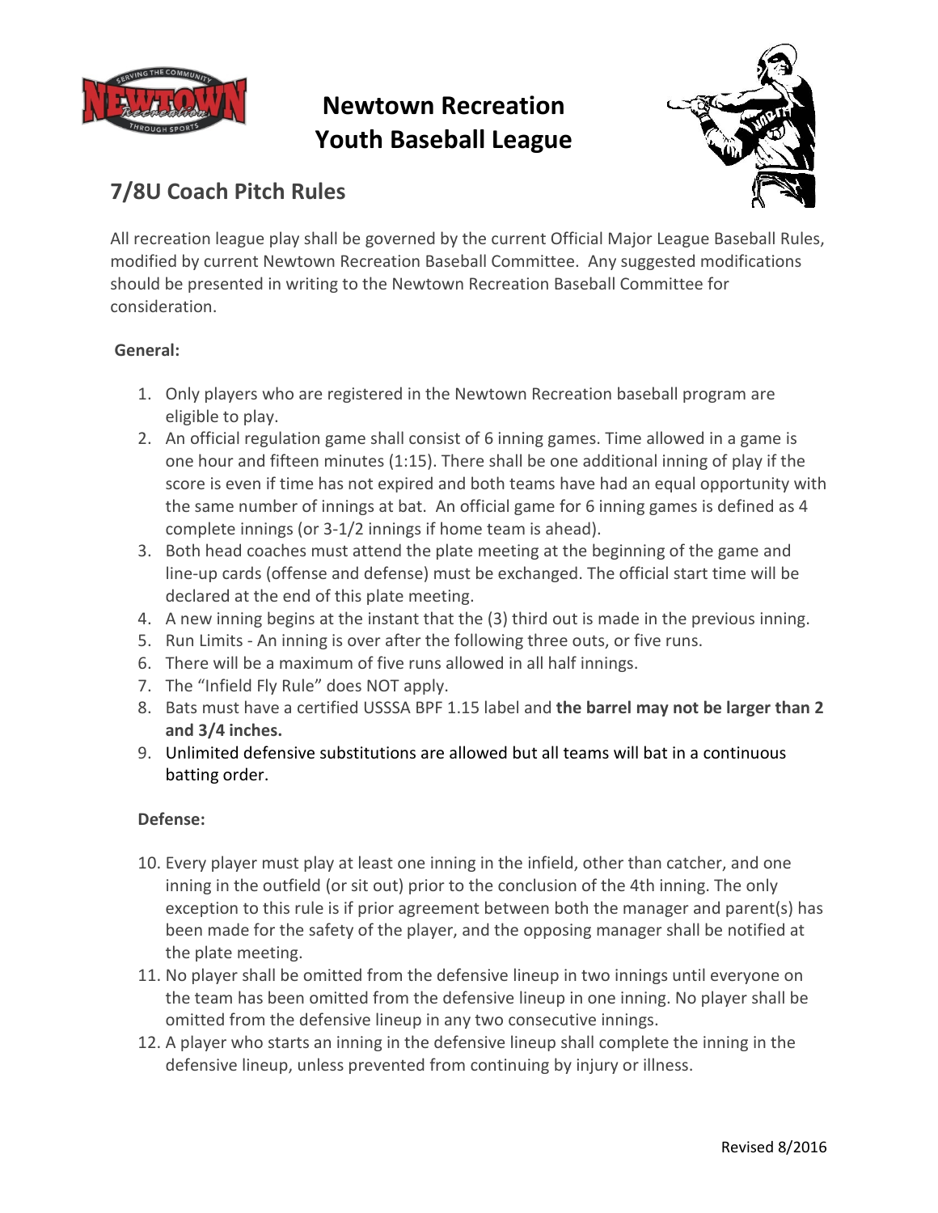# Newtown Recreation Youth Baseball League

## 7/8U Coach Pitch Rules

All recreation league play shall be governed by the current Official Major League Baseball Rules, modified by current Newtown Recreation Baseball Committee. Any suggested modifications should be presented in writing to the Newtown Recreation Baseball Committee for consideration.

**General:**

1. Only players who are registered in the Newtown Recreation baseball program are eligible to play.
2. An official regulation game shall consist of 6 inning games. Time allowed in a game is one hour and fifteen minutes (1:15). There shall be one additional inning of play if the score is even if time has not expired and both teams have had an equal opportunity with the same number of innings at bat. An official game for 6 inning games is defined as 4 complete innings (or 3-1/2 innings if home team is ahead).
3. Both head coaches must attend the plate meeting at the beginning of the game and line-up cards (offense and defense) must be exchanged. The official start time will be declared at the end of this plate meeting.
4. A new inning begins at the instant that the (3) third out is made in the previous inning.
5. Run Limits - An inning is over after the following three outs, or five runs.
6. There will be a maximum of five runs allowed in all half innings.
7. The "Infield Fly Rule" does NOT apply.
8. Bats must have a certified USSSA BPF 1.15 label and **the barrel may not be larger than 2 and 3/4 inches.**
9. Unlimited defensive substitutions are allowed but all teams will bat in a continuous batting order.

**Defense:**

10. Every player must play at least one inning in the infield, other than catcher, and one inning in the outfield (or sit out) prior to the conclusion of the 4th inning. The only exception to this rule is if prior agreement between both the manager and parent(s) has been made for the safety of the player, and the opposing manager shall be notified at the plate meeting.
11. No player shall be omitted from the defensive lineup in two innings until everyone on the team has been omitted from the defensive lineup in one inning. No player shall be omitted from the defensive lineup in any two consecutive innings.
12. A player who starts an inning in the defensive lineup shall complete the inning in the defensive lineup, unless prevented from continuing by injury or illness.

Revised 8/2016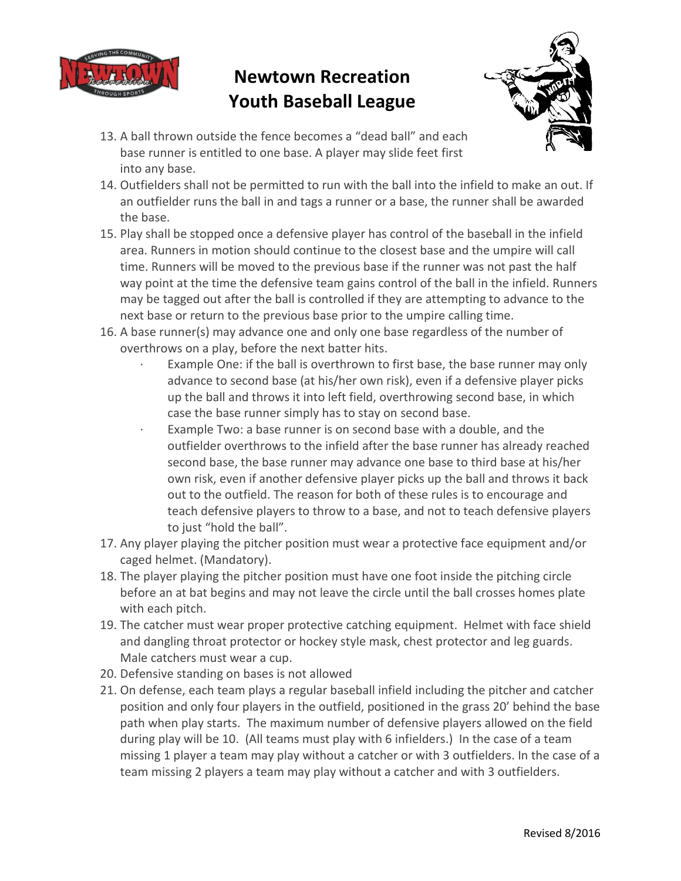# Newtown Recreation Youth Baseball League

13. A ball thrown outside the fence becomes a "dead ball" and each base runner is entitled to one base. A player may slide feet first into any base.
14. Outfielders shall not be permitted to run with the ball into the infield to make an out. If an outfielder runs the ball in and tags a runner or a base, the runner shall be awarded the base.
15. Play shall be stopped once a defensive player has control of the baseball in the infield area. Runners in motion should continue to the closest base and the umpire will call time. Runners will be moved to the previous base if the runner was not past the half way point at the time the defensive team gains control of the ball in the infield. Runners may be tagged out after the ball is controlled if they are attempting to advance to the next base or return to the previous base prior to the umpire calling time.
16. A base runner(s) may advance one and only one base regardless of the number of overthrows on a play, before the next batter hits.
    - Example One: if the ball is overthrown to first base, the base runner may only advance to second base (at his/her own risk), even if a defensive player picks up the ball and throws it into left field, overthrowing second base, in which case the base runner simply has to stay on second base.
    - Example Two: a base runner is on second base with a double, and the outfielder overthrows to the infield after the base runner has already reached second base, the base runner may advance one base to third base at his/her own risk, even if another defensive player picks up the ball and throws it back out to the outfield. The reason for both of these rules is to encourage and teach defensive players to throw to a base, and not to teach defensive players to just "hold the ball".
17. Any player playing the pitcher position must wear a protective face equipment and/or caged helmet. (Mandatory).
18. The player playing the pitcher position must have one foot inside the pitching circle before an at bat begins and may not leave the circle until the ball crosses homes plate with each pitch.
19. The catcher must wear proper protective catching equipment. Helmet with face shield and dangling throat protector or hockey style mask, chest protector and leg guards. Male catchers must wear a cup.
20. Defensive standing on bases is not allowed
21. On defense, each team plays a regular baseball infield including the pitcher and catcher position and only four players in the outfield, positioned in the grass 20' behind the base path when play starts. The maximum number of defensive players allowed on the field during play will be 10. (All teams must play with 6 infielders.) In the case of a team missing 1 player a team may play without a catcher or with 3 outfielders. In the case of a team missing 2 players a team may play without a catcher and with 3 outfielders.

Revised 8/2016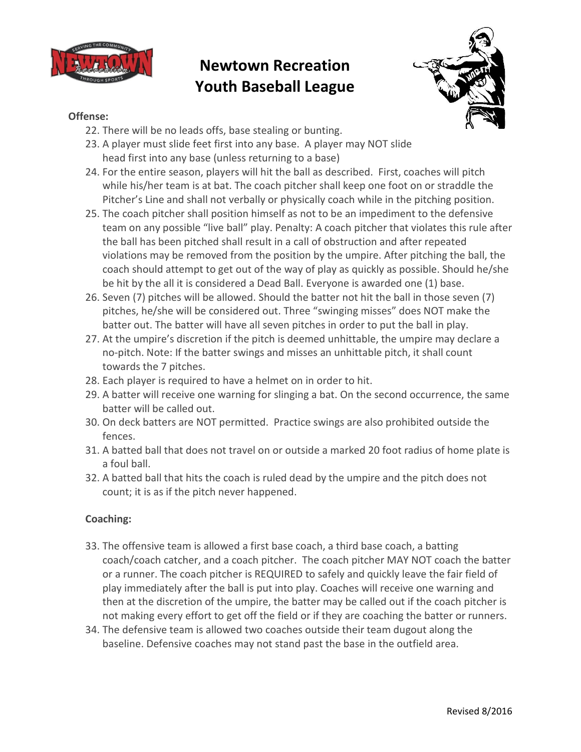# Newtown Recreation Youth Baseball League

**Offense:**

22. There will be no leads offs, base stealing or bunting.
23. A player must slide feet first into any base. A player may NOT slide head first into any base (unless returning to a base)
24. For the entire season, players will hit the ball as described. First, coaches will pitch while his/her team is at bat. The coach pitcher shall keep one foot on or straddle the Pitcher's Line and shall not verbally or physically coach while in the pitching position.
25. The coach pitcher shall position himself as not to be an impediment to the defensive team on any possible "live ball" play. Penalty: A coach pitcher that violates this rule after the ball has been pitched shall result in a call of obstruction and after repeated violations may be removed from the position by the umpire. After pitching the ball, the coach should attempt to get out of the way of play as quickly as possible. Should he/she be hit by the all it is considered a Dead Ball. Everyone is awarded one (1) base.
26. Seven (7) pitches will be allowed. Should the batter not hit the ball in those seven (7) pitches, he/she will be considered out. Three "swinging misses" does NOT make the batter out. The batter will have all seven pitches in order to put the ball in play.
27. At the umpire's discretion if the pitch is deemed unhittable, the umpire may declare a no-pitch. Note: If the batter swings and misses an unhittable pitch, it shall count towards the 7 pitches.
28. Each player is required to have a helmet on in order to hit.
29. A batter will receive one warning for slinging a bat. On the second occurrence, the same batter will be called out.
30. On deck batters are NOT permitted. Practice swings are also prohibited outside the fences.
31. A batted ball that does not travel on or outside a marked 20 foot radius of home plate is a foul ball.
32. A batted ball that hits the coach is ruled dead by the umpire and the pitch does not count; it is as if the pitch never happened.

**Coaching:**

33. The offensive team is allowed a first base coach, a third base coach, a batting coach/coach catcher, and a coach pitcher. The coach pitcher MAY NOT coach the batter or a runner. The coach pitcher is REQUIRED to safely and quickly leave the fair field of play immediately after the ball is put into play. Coaches will receive one warning and then at the discretion of the umpire, the batter may be called out if the coach pitcher is not making every effort to get off the field or if they are coaching the batter or runners.
34. The defensive team is allowed two coaches outside their team dugout along the baseline. Defensive coaches may not stand past the base in the outfield area.

Revised 8/2016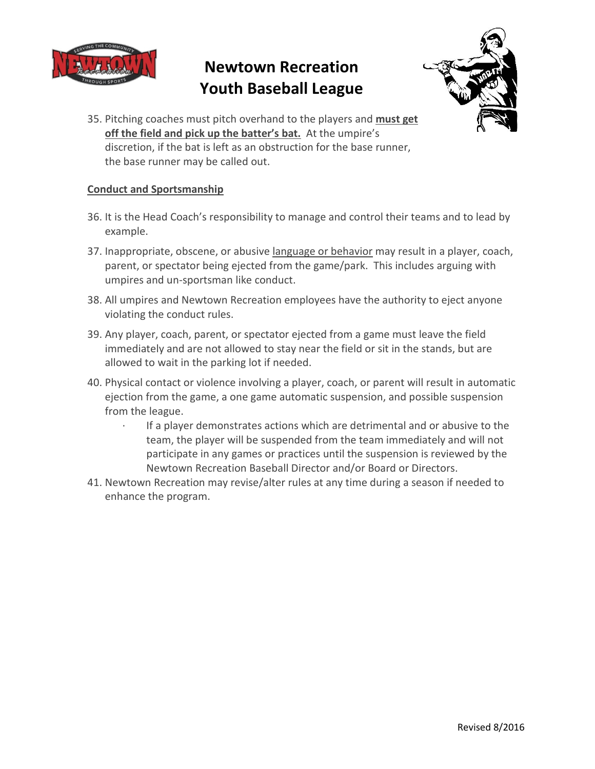# Newtown Recreation Youth Baseball League

35. Pitching coaches must pitch overhand to the players and **<u>must get off the field and pick up the batter's bat.</u>** At the umpire's discretion, if the bat is left as an obstruction for the base runner, the base runner may be called out.

<u>Conduct and Sportsmanship</u>

36. It is the Head Coach's responsibility to manage and control their teams and to lead by example.
37. Inappropriate, obscene, or abusive <u>language or behavior</u> may result in a player, coach, parent, or spectator being ejected from the game/park. This includes arguing with umpires and un-sportsman like conduct.
38. All umpires and Newtown Recreation employees have the authority to eject anyone violating the conduct rules.
39. Any player, coach, parent, or spectator ejected from a game must leave the field immediately and are not allowed to stay near the field or sit in the stands, but are allowed to wait in the parking lot if needed.
40. Physical contact or violence involving a player, coach, or parent will result in automatic ejection from the game, a one game automatic suspension, and possible suspension from the league.
    - If a player demonstrates actions which are detrimental and or abusive to the team, the player will be suspended from the team immediately and will not participate in any games or practices until the suspension is reviewed by the Newtown Recreation Baseball Director and/or Board or Directors.
41. Newtown Recreation may revise/alter rules at any time during a season if needed to enhance the program.

Revised 8/2016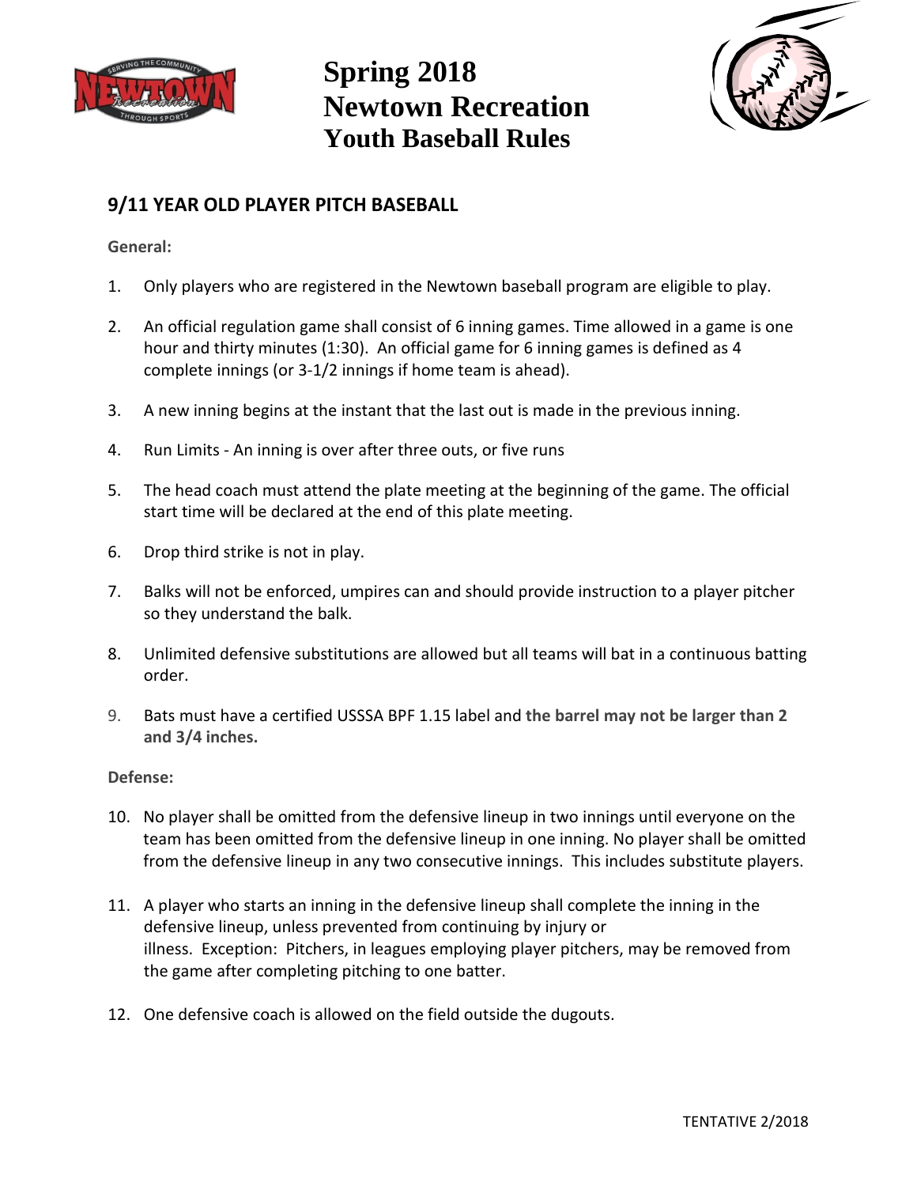# Spring 2018 Newtown Recreation Youth Baseball Rules

## 9/11 YEAR OLD PLAYER PITCH BASEBALL

**General:**

1. Only players who are registered in the Newtown baseball program are eligible to play.
2. An official regulation game shall consist of 6 inning games. Time allowed in a game is one hour and thirty minutes (1:30). An official game for 6 inning games is defined as 4 complete innings (or 3-1/2 innings if home team is ahead).
3. A new inning begins at the instant that the last out is made in the previous inning.
4. Run Limits - An inning is over after three outs, or five runs
5. The head coach must attend the plate meeting at the beginning of the game. The official start time will be declared at the end of this plate meeting.
6. Drop third strike is not in play.
7. Balks will not be enforced, umpires can and should provide instruction to a player pitcher so they understand the balk.
8. Unlimited defensive substitutions are allowed but all teams will bat in a continuous batting order.
9. Bats must have a certified USSSA BPF 1.15 label and **the barrel may not be larger than 2 and 3/4 inches.**

**Defense:**

10. No player shall be omitted from the defensive lineup in two innings until everyone on the team has been omitted from the defensive lineup in one inning. No player shall be omitted from the defensive lineup in any two consecutive innings. This includes substitute players.
11. A player who starts an inning in the defensive lineup shall complete the inning in the defensive lineup, unless prevented from continuing by injury or illness. Exception: Pitchers, in leagues employing player pitchers, may be removed from the game after completing pitching to one batter.
12. One defensive coach is allowed on the field outside the dugouts.

TENTATIVE 2/2018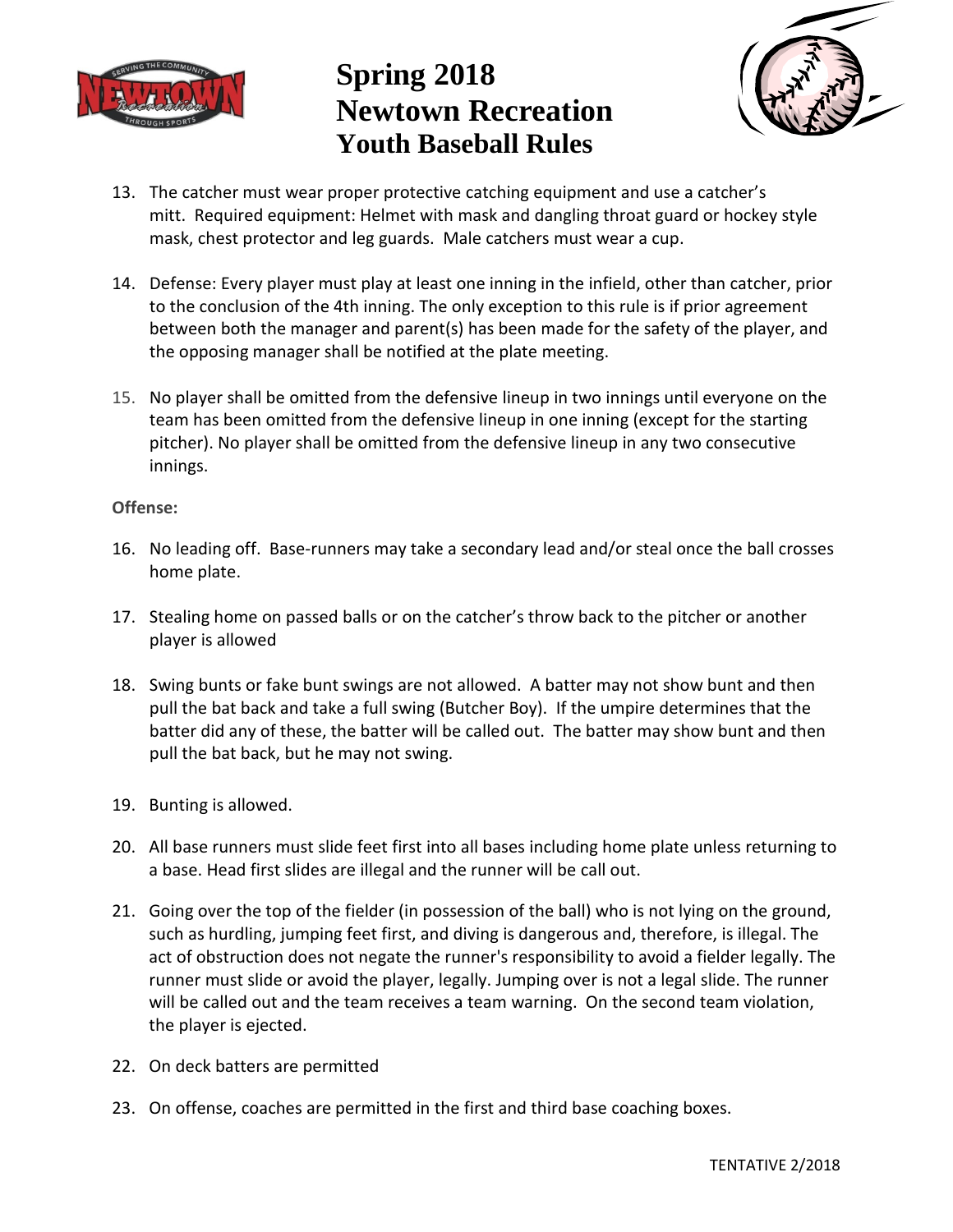# Spring 2018 Newtown Recreation Youth Baseball Rules

13. The catcher must wear proper protective catching equipment and use a catcher's mitt. Required equipment: Helmet with mask and dangling throat guard or hockey style mask, chest protector and leg guards. Male catchers must wear a cup.

14. Defense: Every player must play at least one inning in the infield, other than catcher, prior to the conclusion of the 4th inning. The only exception to this rule is if prior agreement between both the manager and parent(s) has been made for the safety of the player, and the opposing manager shall be notified at the plate meeting.

15. No player shall be omitted from the defensive lineup in two innings until everyone on the team has been omitted from the defensive lineup in one inning (except for the starting pitcher). No player shall be omitted from the defensive lineup in any two consecutive innings.

**Offense:**

16. No leading off. Base-runners may take a secondary lead and/or steal once the ball crosses home plate.

17. Stealing home on passed balls or on the catcher's throw back to the pitcher or another player is allowed

18. Swing bunts or fake bunt swings are not allowed. A batter may not show bunt and then pull the bat back and take a full swing (Butcher Boy). If the umpire determines that the batter did any of these, the batter will be called out. The batter may show bunt and then pull the bat back, but he may not swing.

19. Bunting is allowed.

20. All base runners must slide feet first into all bases including home plate unless returning to a base. Head first slides are illegal and the runner will be call out.

21. Going over the top of the fielder (in possession of the ball) who is not lying on the ground, such as hurdling, jumping feet first, and diving is dangerous and, therefore, is illegal. The act of obstruction does not negate the runner's responsibility to avoid a fielder legally. The runner must slide or avoid the player, legally. Jumping over is not a legal slide. The runner will be called out and the team receives a team warning. On the second team violation, the player is ejected.

22. On deck batters are permitted

23. On offense, coaches are permitted in the first and third base coaching boxes.

TENTATIVE 2/2018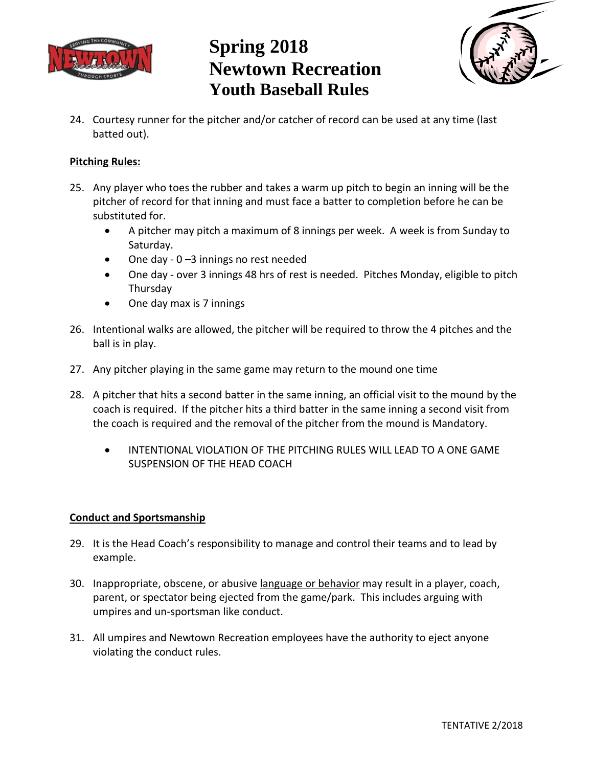24. Courtesy runner for the pitcher and/or catcher of record can be used at any time (last batted out).

**Pitching Rules:**

25. Any player who toes the rubber and takes a warm up pitch to begin an inning will be the pitcher of record for that inning and must face a batter to completion before he can be substituted for.
    - A pitcher may pitch a maximum of 8 innings per week. A week is from Sunday to Saturday.
    - One day - 0 –3 innings no rest needed
    - One day - over 3 innings 48 hrs of rest is needed. Pitches Monday, eligible to pitch Thursday
    - One day max is 7 innings

26. Intentional walks are allowed, the pitcher will be required to throw the 4 pitches and the ball is in play.

27. Any pitcher playing in the same game may return to the mound one time

28. A pitcher that hits a second batter in the same inning, an official visit to the mound by the coach is required. If the pitcher hits a third batter in the same inning a second visit from the coach is required and the removal of the pitcher from the mound is Mandatory.
    - INTENTIONAL VIOLATION OF THE PITCHING RULES WILL LEAD TO A ONE GAME SUSPENSION OF THE HEAD COACH

**Conduct and Sportsmanship**

29. It is the Head Coach's responsibility to manage and control their teams and to lead by example.

30. Inappropriate, obscene, or abusive language or behavior may result in a player, coach, parent, or spectator being ejected from the game/park. This includes arguing with umpires and un-sportsman like conduct.

31. All umpires and Newtown Recreation employees have the authority to eject anyone violating the conduct rules.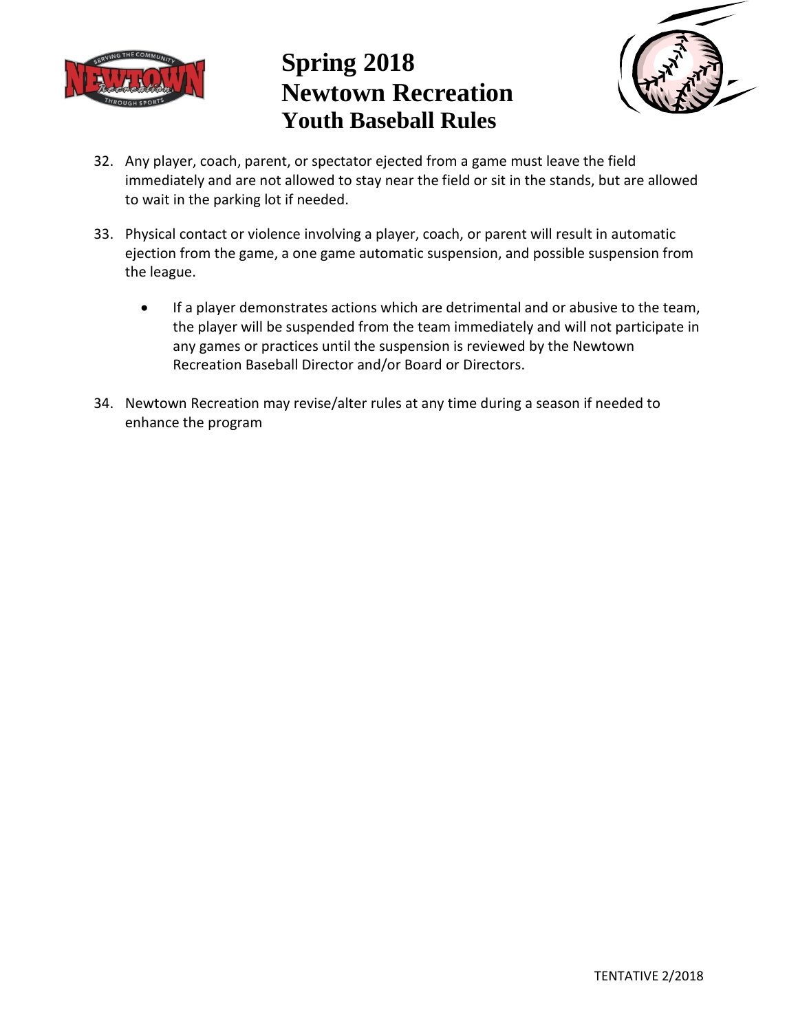32. Any player, coach, parent, or spectator ejected from a game must leave the field immediately and are not allowed to stay near the field or sit in the stands, but are allowed to wait in the parking lot if needed.

33. Physical contact or violence involving a player, coach, or parent will result in automatic ejection from the game, a one game automatic suspension, and possible suspension from the league.

    - If a player demonstrates actions which are detrimental and or abusive to the team, the player will be suspended from the team immediately and will not participate in any games or practices until the suspension is reviewed by the Newtown Recreation Baseball Director and/or Board or Directors.

34. Newtown Recreation may revise/alter rules at any time during a season if needed to enhance the program